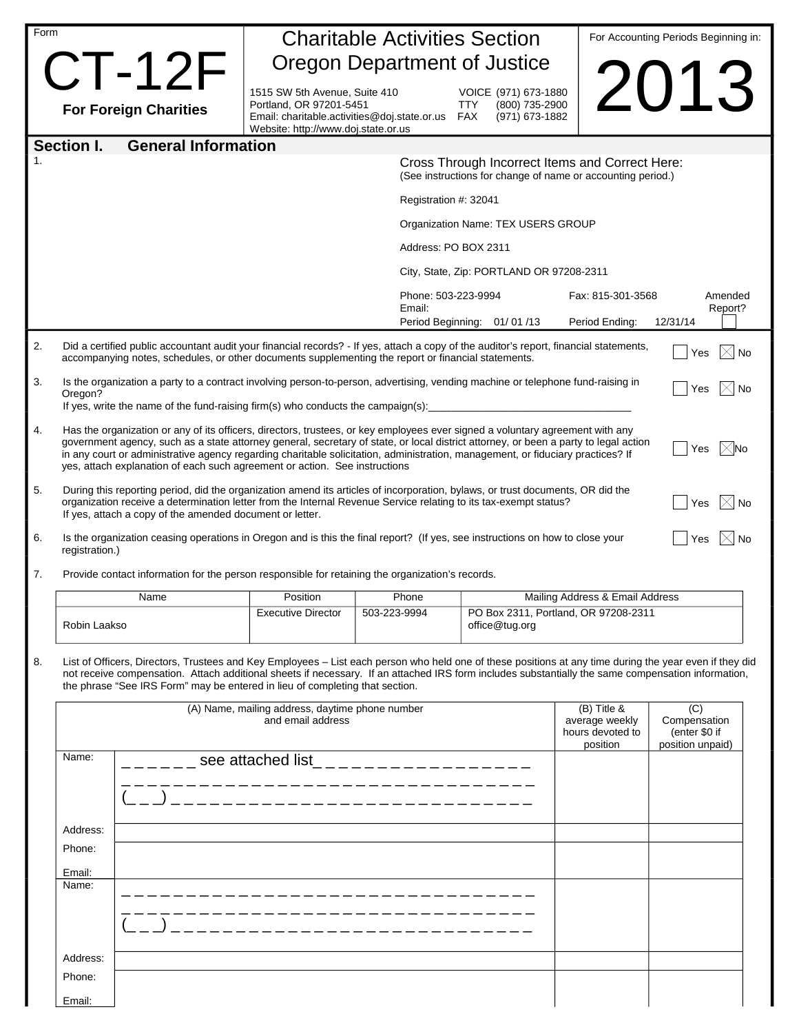Form

# CT-12F

**For Foreign Charities**

## Charitable Activities Section
## Oregon Department of Justice

1515 SW 5th Avenue, Suite 410
Portland, OR 97201-5451
Email: charitable.activities@doj.state.or.us
Website: http://www.doj.state.or.us

VOICE (971) 673-1880
TTY (800) 735-2900
FAX (971) 673-1882

For Accounting Periods Beginning in:

# 2013

## Section I. General Information

1.

Cross Through Incorrect Items and Correct Here:
(See instructions for change of name or accounting period.)

Registration #: 32041

Organization Name: TEX USERS GROUP

Address: PO BOX 2311

City, State, Zip: PORTLAND OR 97208-2311

Phone: 503-223-9994 Fax: 815-301-3568
Email:
Period Beginning: 01/ 01 /13 Period Ending: 12/31/14

Amended Report? ☐

2. Did a certified public accountant audit your financial records? - If yes, attach a copy of the auditor's report, financial statements, accompanying notes, schedules, or other documents supplementing the report or financial statements. ☐ Yes ☒ No

3. Is the organization a party to a contract involving person-to-person, advertising, vending machine or telephone fund-raising in Oregon? ☐ Yes ☒ No
If yes, write the name of the fund-raising firm(s) who conducts the campaign(s):___________________________________

4. Has the organization or any of its officers, directors, trustees, or key employees ever signed a voluntary agreement with any government agency, such as a state attorney general, secretary of state, or local district attorney, or been a party to legal action in any court or administrative agency regarding charitable solicitation, administration, management, or fiduciary practices? If yes, attach explanation of each such agreement or action. See instructions ☐ Yes ☒ No

5. During this reporting period, did the organization amend its articles of incorporation, bylaws, or trust documents, OR did the organization receive a determination letter from the Internal Revenue Service relating to its tax-exempt status? If yes, attach a copy of the amended document or letter. ☐ Yes ☒ No

6. Is the organization ceasing operations in Oregon and is this the final report? (If yes, see instructions on how to close your registration.) ☐ Yes ☒ No

7. Provide contact information for the person responsible for retaining the organization's records.

| Name | Position | Phone | Mailing Address & Email Address |
|---|---|---|---|
| Robin Laakso | Executive Director | 503-223-9994 | PO Box 2311, Portland, OR 97208-2311<br>office@tug.org |

8. List of Officers, Directors, Trustees and Key Employees – List each person who held one of these positions at any time during the year even if they did not receive compensation. Attach additional sheets if necessary. If an attached IRS form includes substantially the same compensation information, the phrase "See IRS Form" may be entered in lieu of completing that section.

| (A) Name, mailing address, daytime phone number and email address | | (B) Title & average weekly hours devoted to position | (C) Compensation (enter $0 if position unpaid) |
|---|---|---|---|
| Name: | see attached list | | |
| Address: | | | |
| Phone:<br>Email: | | | |
| Name: | | | |
| Address: | | | |
| Phone:<br>Email: | | | |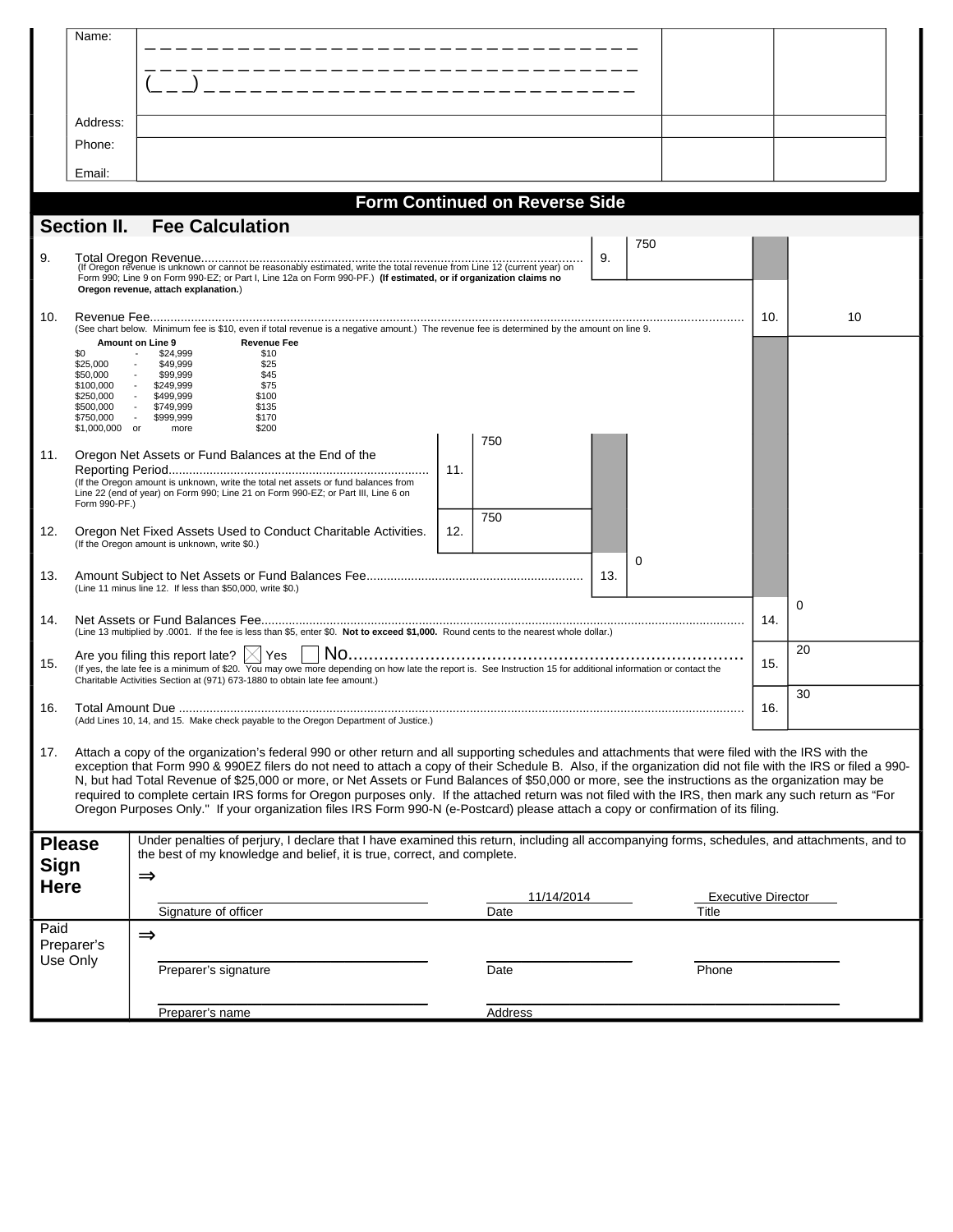| Name: | _ _ _ _ _ _ _ _ _ _ _ _ _ _ _ _ _ _ _ _ _ _ _ _ _ _ _ _ _ _ _ _ _ _ _ _ | | |
|---|---|---|---|
| | _ _ _ _ _ _ _ _ _ _ _ _ _ _ _ _ _ _ _ _ _ _ _ _ _ _ _ _ _ _ _ _ _ _ _ _ | | |
| | (_ _ _) _ _ _ _ _ _ _ _ _ _ _ _ _ _ _ _ _ _ _ _ _ _ _ _ _ _ _ _ _ | | |
| Address: | | | |
| Phone: | | | |
| Email: | | | |

**Form Continued on Reverse Side**

## Section II. Fee Calculation

9. Total Oregon Revenue.................................................... **9.** 750
(If Oregon revenue is unknown or cannot be reasonably estimated, write the total revenue from Line 12 (current year) on Form 990; Line 9 on Form 990-EZ; or Part I, Line 12a on Form 990-PF.) **(If estimated, or if organization claims no Oregon revenue, attach explanation.)**

10. Revenue Fee.................................................... **10.** 10
(See chart below. Minimum fee is $10, even if total revenue is a negative amount.) The revenue fee is determined by the amount on line 9.

| Amount on Line 9 | Revenue Fee |
|---|---|
| $0 - $24,999 | $10 |
| $25,000 - $49,999 | $25 |
| $50,000 - $99,999 | $45 |
| $100,000 - $249,999 | $75 |
| $250,000 - $499,999 | $100 |
| $500,000 - $749,999 | $135 |
| $750,000 - $999,999 | $170 |
| $1,000,000 or more | $200 |

11. Oregon Net Assets or Fund Balances at the End of the Reporting Period.................................................... **11.** 750
(If the Oregon amount is unknown, write the total net assets or fund balances from Line 22 (end of year) on Form 990; Line 21 on Form 990-EZ; or Part III, Line 6 on Form 990-PF.)

12. Oregon Net Fixed Assets Used to Conduct Charitable Activities. **12.** 750
(If the Oregon amount is unknown, write $0.)

13. Amount Subject to Net Assets or Fund Balances Fee.................................................... **13.** 0
(Line 11 minus line 12. If less than $50,000, write $0.)

14. Net Assets or Fund Balances Fee.................................................... **14.** 0
(Line 13 multiplied by .0001. If the fee is less than $5, enter $0. **Not to exceed $1,000.** Round cents to the nearest whole dollar.)

15. Are you filing this report late? ☒ Yes ☐ No.................................................... **15.** 20
(If yes, the late fee is a minimum of $20. You may owe more depending on how late the report is. See Instruction 15 for additional information or contact the Charitable Activities Section at (971) 673-1880 to obtain late fee amount.)

16. Total Amount Due .................................................... **16.** 30
(Add Lines 10, 14, and 15. Make check payable to the Oregon Department of Justice.)

17. Attach a copy of the organization's federal 990 or other return and all supporting schedules and attachments that were filed with the IRS with the exception that Form 990 & 990EZ filers do not need to attach a copy of their Schedule B. Also, if the organization did not file with the IRS or filed a 990-N, but had Total Revenue of $25,000 or more, or Net Assets or Fund Balances of $50,000 or more, see the instructions as the organization may be required to complete certain IRS forms for Oregon purposes only. If the attached return was not filed with the IRS, then mark any such return as "For Oregon Purposes Only." If your organization files IRS Form 990-N (e-Postcard) please attach a copy or confirmation of its filing.

**Please Sign Here**

Under penalties of perjury, I declare that I have examined this return, including all accompanying forms, schedules, and attachments, and to the best of my knowledge and belief, it is true, correct, and complete.

⇒

| Signature of officer | Date: 11/14/2014 | Title: Executive Director |
|---|---|---|

**Paid Preparer's Use Only**

⇒

| Preparer's signature | Date | Phone |
|---|---|---|
| Preparer's name | Address | |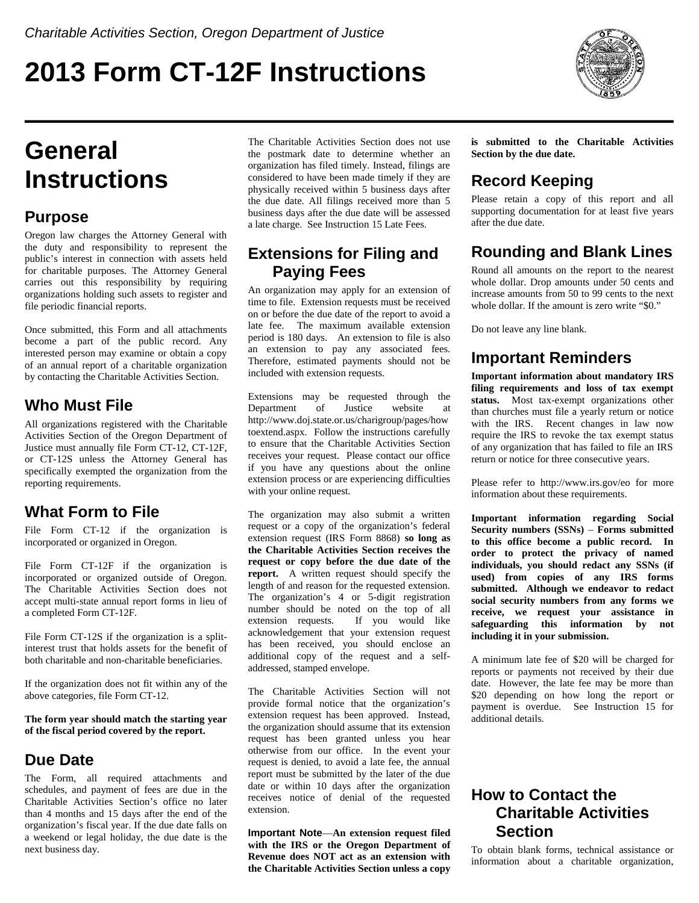*Charitable Activities Section, Oregon Department of Justice*

# 2013 Form CT-12F Instructions

# General Instructions

## Purpose

Oregon law charges the Attorney General with the duty and responsibility to represent the public's interest in connection with assets held for charitable purposes. The Attorney General carries out this responsibility by requiring organizations holding such assets to register and file periodic financial reports.

Once submitted, this Form and all attachments become a part of the public record. Any interested person may examine or obtain a copy of an annual report of a charitable organization by contacting the Charitable Activities Section.

## Who Must File

All organizations registered with the Charitable Activities Section of the Oregon Department of Justice must annually file Form CT-12, CT-12F, or CT-12S unless the Attorney General has specifically exempted the organization from the reporting requirements.

## What Form to File

File Form CT-12 if the organization is incorporated or organized in Oregon.

File Form CT-12F if the organization is incorporated or organized outside of Oregon. The Charitable Activities Section does not accept multi-state annual report forms in lieu of a completed Form CT-12F.

File Form CT-12S if the organization is a split-interest trust that holds assets for the benefit of both charitable and non-charitable beneficiaries.

If the organization does not fit within any of the above categories, file Form CT-12.

**The form year should match the starting year of the fiscal period covered by the report.**

## Due Date

The Form, all required attachments and schedules, and payment of fees are due in the Charitable Activities Section's office no later than 4 months and 15 days after the end of the organization's fiscal year. If the due date falls on a weekend or legal holiday, the due date is the next business day.

The Charitable Activities Section does not use the postmark date to determine whether an organization has filed timely. Instead, filings are considered to have been made timely if they are physically received within 5 business days after the due date. All filings received more than 5 business days after the due date will be assessed a late charge. See Instruction 15 Late Fees.

## Extensions for Filing and Paying Fees

An organization may apply for an extension of time to file. Extension requests must be received on or before the due date of the report to avoid a late fee. The maximum available extension period is 180 days. An extension to file is also an extension to pay any associated fees. Therefore, estimated payments should not be included with extension requests.

Extensions may be requested through the Department of Justice website at http://www.doj.state.or.us/charigroup/pages/howtoextend.aspx. Follow the instructions carefully to ensure that the Charitable Activities Section receives your request. Please contact our office if you have any questions about the online extension process or are experiencing difficulties with your online request.

The organization may also submit a written request or a copy of the organization's federal extension request (IRS Form 8868) **so long as the Charitable Activities Section receives the request or copy before the due date of the report.** A written request should specify the length of and reason for the requested extension. The organization's 4 or 5-digit registration number should be noted on the top of all extension requests. If you would like acknowledgement that your extension request has been received, you should enclose an additional copy of the request and a self-addressed, stamped envelope.

The Charitable Activities Section will not provide formal notice that the organization's extension request has been approved. Instead, the organization should assume that its extension request has been granted unless you hear otherwise from our office. In the event your request is denied, to avoid a late fee, the annual report must be submitted by the later of the due date or within 10 days after the organization receives notice of denial of the requested extension.

**Important Note—An extension request filed with the IRS or the Oregon Department of Revenue does NOT act as an extension with the Charitable Activities Section unless a copy is submitted to the Charitable Activities Section by the due date.**

## Record Keeping

Please retain a copy of this report and all supporting documentation for at least five years after the due date.

## Rounding and Blank Lines

Round all amounts on the report to the nearest whole dollar. Drop amounts under 50 cents and increase amounts from 50 to 99 cents to the next whole dollar. If the amount is zero write "$0."

Do not leave any line blank.

## Important Reminders

**Important information about mandatory IRS filing requirements and loss of tax exempt status.** Most tax-exempt organizations other than churches must file a yearly return or notice with the IRS. Recent changes in law now require the IRS to revoke the tax exempt status of any organization that has failed to file an IRS return or notice for three consecutive years.

Please refer to http://www.irs.gov/eo for more information about these requirements.

**Important information regarding Social Security numbers (SSNs) – Forms submitted to this office become a public record. In order to protect the privacy of named individuals, you should redact any SSNs (if used) from copies of any IRS forms submitted. Although we endeavor to redact social security numbers from any forms we receive, we request your assistance in safeguarding this information by not including it in your submission.**

A minimum late fee of $20 will be charged for reports or payments not received by their due date. However, the late fee may be more than $20 depending on how long the report or payment is overdue. See Instruction 15 for additional details.

## How to Contact the Charitable Activities Section

To obtain blank forms, technical assistance or information about a charitable organization,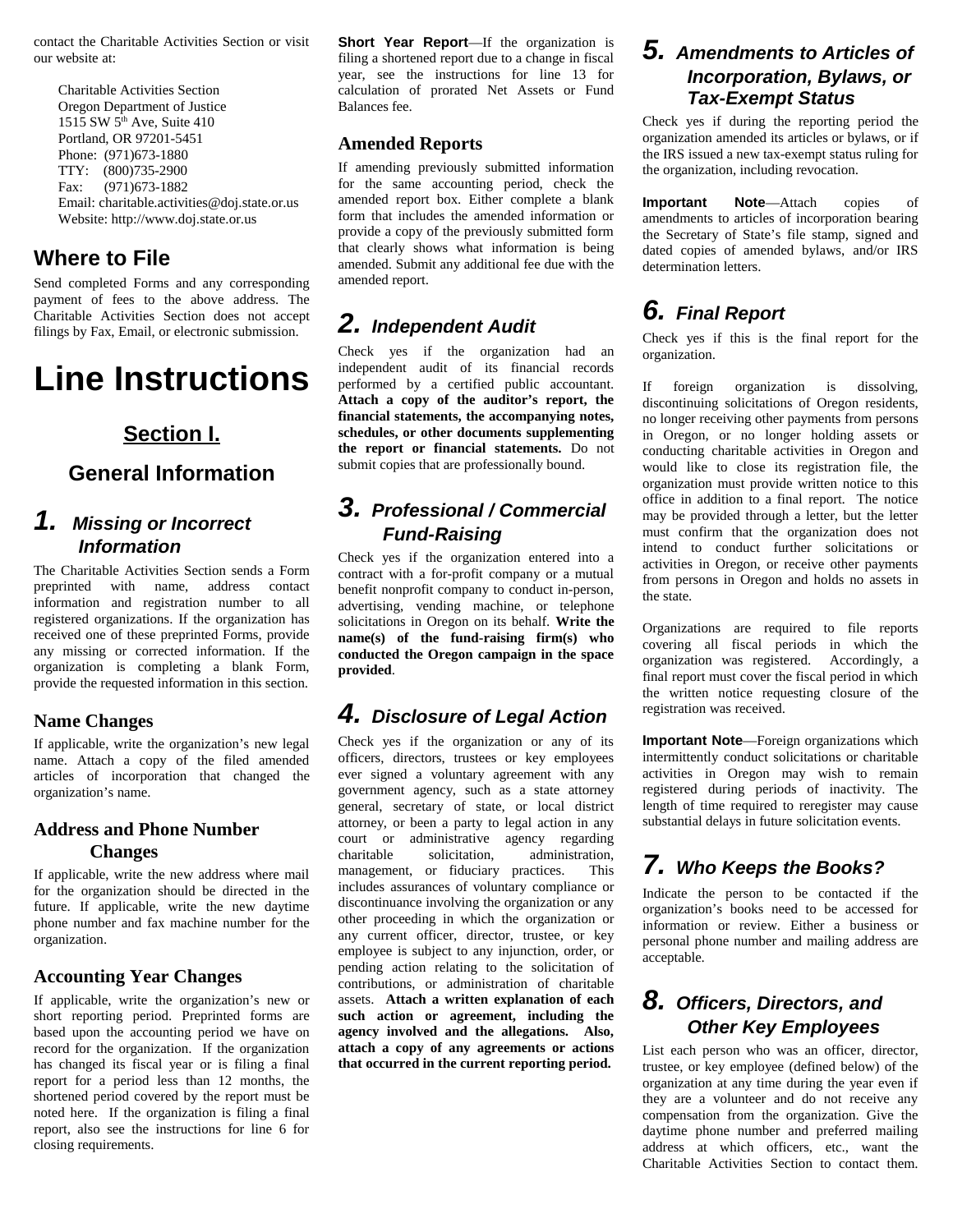contact the Charitable Activities Section or visit our website at:

Charitable Activities Section
Oregon Department of Justice
1515 SW 5th Ave, Suite 410
Portland, OR 97201-5451
Phone: (971)673-1880
TTY: (800)735-2900
Fax: (971)673-1882
Email: charitable.activities@doj.state.or.us
Website: http://www.doj.state.or.us

## Where to File

Send completed Forms and any corresponding payment of fees to the above address. The Charitable Activities Section does not accept filings by Fax, Email, or electronic submission.

# Line Instructions

## Section I.

## General Information

### *1. Missing or Incorrect Information*

The Charitable Activities Section sends a Form preprinted with name, address contact information and registration number to all registered organizations. If the organization has received one of these preprinted Forms, provide any missing or corrected information. If the organization is completing a blank Form, provide the requested information in this section.

#### Name Changes

If applicable, write the organization's new legal name. Attach a copy of the filed amended articles of incorporation that changed the organization's name.

#### Address and Phone Number Changes

If applicable, write the new address where mail for the organization should be directed in the future. If applicable, write the new daytime phone number and fax machine number for the organization.

#### Accounting Year Changes

If applicable, write the organization's new or short reporting period. Preprinted forms are based upon the accounting period we have on record for the organization. If the organization has changed its fiscal year or is filing a final report for a period less than 12 months, the shortened period covered by the report must be noted here. If the organization is filing a final report, also see the instructions for line 6 for closing requirements.

**Short Year Report**—If the organization is filing a shortened report due to a change in fiscal year, see the instructions for line 13 for calculation of prorated Net Assets or Fund Balances fee.

#### Amended Reports

If amending previously submitted information for the same accounting period, check the amended report box. Either complete a blank form that includes the amended information or provide a copy of the previously submitted form that clearly shows what information is being amended. Submit any additional fee due with the amended report.

### *2. Independent Audit*

Check yes if the organization had an independent audit of its financial records performed by a certified public accountant. **Attach a copy of the auditor's report, the financial statements, the accompanying notes, schedules, or other documents supplementing the report or financial statements.** Do not submit copies that are professionally bound.

### *3. Professional / Commercial Fund-Raising*

Check yes if the organization entered into a contract with a for-profit company or a mutual benefit nonprofit company to conduct in-person, advertising, vending machine, or telephone solicitations in Oregon on its behalf. **Write the name(s) of the fund-raising firm(s) who conducted the Oregon campaign in the space provided**.

### *4. Disclosure of Legal Action*

Check yes if the organization or any of its officers, directors, trustees or key employees ever signed a voluntary agreement with any government agency, such as a state attorney general, secretary of state, or local district attorney, or been a party to legal action in any court or administrative agency regarding charitable solicitation, administration, management, or fiduciary practices. This includes assurances of voluntary compliance or discontinuance involving the organization or any other proceeding in which the organization or any current officer, director, trustee, or key employee is subject to any injunction, order, or pending action relating to the solicitation of contributions, or administration of charitable assets. **Attach a written explanation of each such action or agreement, including the agency involved and the allegations. Also, attach a copy of any agreements or actions that occurred in the current reporting period.**

### *5. Amendments to Articles of Incorporation, Bylaws, or Tax-Exempt Status*

Check yes if during the reporting period the organization amended its articles or bylaws, or if the IRS issued a new tax-exempt status ruling for the organization, including revocation.

**Important Note**—Attach copies of amendments to articles of incorporation bearing the Secretary of State's file stamp, signed and dated copies of amended bylaws, and/or IRS determination letters.

### *6. Final Report*

Check yes if this is the final report for the organization.

If foreign organization is dissolving, discontinuing solicitations of Oregon residents, no longer receiving other payments from persons in Oregon, or no longer holding assets or conducting charitable activities in Oregon and would like to close its registration file, the organization must provide written notice to this office in addition to a final report. The notice may be provided through a letter, but the letter must confirm that the organization does not intend to conduct further solicitations or activities in Oregon, or receive other payments from persons in Oregon and holds no assets in the state.

Organizations are required to file reports covering all fiscal periods in which the organization was registered. Accordingly, a final report must cover the fiscal period in which the written notice requesting closure of the registration was received.

**Important Note**—Foreign organizations which intermittently conduct solicitations or charitable activities in Oregon may wish to remain registered during periods of inactivity. The length of time required to reregister may cause substantial delays in future solicitation events.

### *7. Who Keeps the Books?*

Indicate the person to be contacted if the organization's books need to be accessed for information or review. Either a business or personal phone number and mailing address are acceptable.

### *8. Officers, Directors, and Other Key Employees*

List each person who was an officer, director, trustee, or key employee (defined below) of the organization at any time during the year even if they are a volunteer and do not receive any compensation from the organization. Give the daytime phone number and preferred mailing address at which officers, etc., want the Charitable Activities Section to contact them.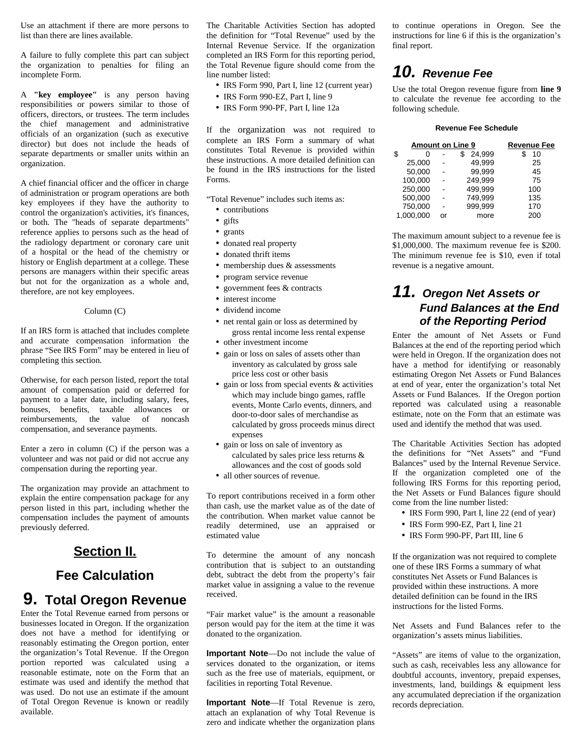Use an attachment if there are more persons to list than there are lines available.

A failure to fully complete this part can subject the organization to penalties for filing an incomplete Form.

A **"key employee"** is any person having responsibilities or powers similar to those of officers, directors, or trustees. The term includes the chief management and administrative officials of an organization (such as executive director) but does not include the heads of separate departments or smaller units within an organization.

A chief financial officer and the officer in charge of administration or program operations are both key employees if they have the authority to control the organization's activities, it's finances, or both. The "heads of separate departments" reference applies to persons such as the head of the radiology department or coronary care unit of a hospital or the head of the chemistry or history or English department at a college. These persons are managers within their specific areas but not for the organization as a whole and, therefore, are not key employees.

Column (C)

If an IRS form is attached that includes complete and accurate compensation information the phrase "See IRS Form" may be entered in lieu of completing this section.

Otherwise, for each person listed, report the total amount of compensation paid or deferred for payment to a later date, including salary, fees, bonuses, benefits, taxable allowances or reimbursements, the value of noncash compensation, and severance payments.

Enter a zero in column (C) if the person was a volunteer and was not paid or did not accrue any compensation during the reporting year.

The organization may provide an attachment to explain the entire compensation package for any person listed in this part, including whether the compensation includes the payment of amounts previously deferred.

# Section II.

# Fee Calculation

## 9. Total Oregon Revenue

Enter the Total Revenue earned from persons or businesses located in Oregon. If the organization does not have a method for identifying or reasonably estimating the Oregon portion, enter the organization's Total Revenue. If the Oregon portion reported was calculated using a reasonable estimate, note on the Form that an estimate was used and identify the method that was used. Do not use an estimate if the amount of Total Oregon Revenue is known or readily available.

The Charitable Activities Section has adopted the definition for "Total Revenue" used by the Internal Revenue Service. If the organization completed an IRS Form for this reporting period, the Total Revenue figure should come from the line number listed:

- IRS Form 990, Part I, line 12 (current year)
- IRS Form 990-EZ, Part I, line 9
- IRS Form 990-PF, Part I, line 12a

If the organization was not required to complete an IRS Form a summary of what constitutes Total Revenue is provided within these instructions. A more detailed definition can be found in the IRS instructions for the listed Forms.

"Total Revenue" includes such items as:

- contributions
- gifts
- grants
- donated real property
- donated thrift items
- membership dues & assessments
- program service revenue
- government fees & contracts
- interest income
- dividend income
- net rental gain or loss as determined by gross rental income less rental expense
- other investment income
- gain or loss on sales of assets other than inventory as calculated by gross sale price less cost or other basis
- gain or loss from special events & activities which may include bingo games, raffle events, Monte Carlo events, dinners, and door-to-door sales of merchandise as calculated by gross proceeds minus direct expenses
- gain or loss on sale of inventory as calculated by sales price less returns & allowances and the cost of goods sold
- all other sources of revenue.

To report contributions received in a form other than cash, use the market value as of the date of the contribution. When market value cannot be readily determined, use an appraised or estimated value

To determine the amount of any noncash contribution that is subject to an outstanding debt, subtract the debt from the property's fair market value in assigning a value to the revenue received.

"Fair market value" is the amount a reasonable person would pay for the item at the time it was donated to the organization.

**Important Note**—Do not include the value of services donated to the organization, or items such as the free use of materials, equipment, or facilities in reporting Total Revenue.

**Important Note**—If Total Revenue is zero, attach an explanation of why Total Revenue is zero and indicate whether the organization plans to continue operations in Oregon. See the instructions for line 6 if this is the organization's final report.

## 10. Revenue Fee

Use the total Oregon revenue figure from **line 9** to calculate the revenue fee according to the following schedule.

**Revenue Fee Schedule**

| Amount on Line 9 | | | Revenue Fee |
|---|---|---|---|
| $ 0 | - | $ 24,999 | $ 10 |
| 25,000 | - | 49,999 | 25 |
| 50,000 | - | 99,999 | 45 |
| 100,000 | - | 249,999 | 75 |
| 250,000 | - | 499,999 | 100 |
| 500,000 | - | 749,999 | 135 |
| 750,000 | - | 999,999 | 170 |
| 1,000,000 | or | more | 200 |

The maximum amount subject to a revenue fee is $1,000,000. The maximum revenue fee is $200. The minimum revenue fee is $10, even if total revenue is a negative amount.

## 11. Oregon Net Assets or Fund Balances at the End of the Reporting Period

Enter the amount of Net Assets or Fund Balances at the end of the reporting period which were held in Oregon. If the organization does not have a method for identifying or reasonably estimating Oregon Net Assets or Fund Balances at end of year, enter the organization's total Net Assets or Fund Balances. If the Oregon portion reported was calculated using a reasonable estimate, note on the Form that an estimate was used and identify the method that was used.

The Charitable Activities Section has adopted the definitions for "Net Assets" and "Fund Balances" used by the Internal Revenue Service. If the organization completed one of the following IRS Forms for this reporting period, the Net Assets or Fund Balances figure should come from the line number listed:

- IRS Form 990, Part I, line 22 (end of year)
- IRS Form 990-EZ, Part I, line 21
- IRS Form 990-PF, Part III, line 6

If the organization was not required to complete one of these IRS Forms a summary of what constitutes Net Assets or Fund Balances is provided within these instructions. A more detailed definition can be found in the IRS instructions for the listed Forms.

Net Assets and Fund Balances refer to the organization's assets minus liabilities.

"Assets" are items of value to the organization, such as cash, receivables less any allowance for doubtful accounts, inventory, prepaid expenses, investments, land, buildings & equipment less any accumulated depreciation if the organization records depreciation.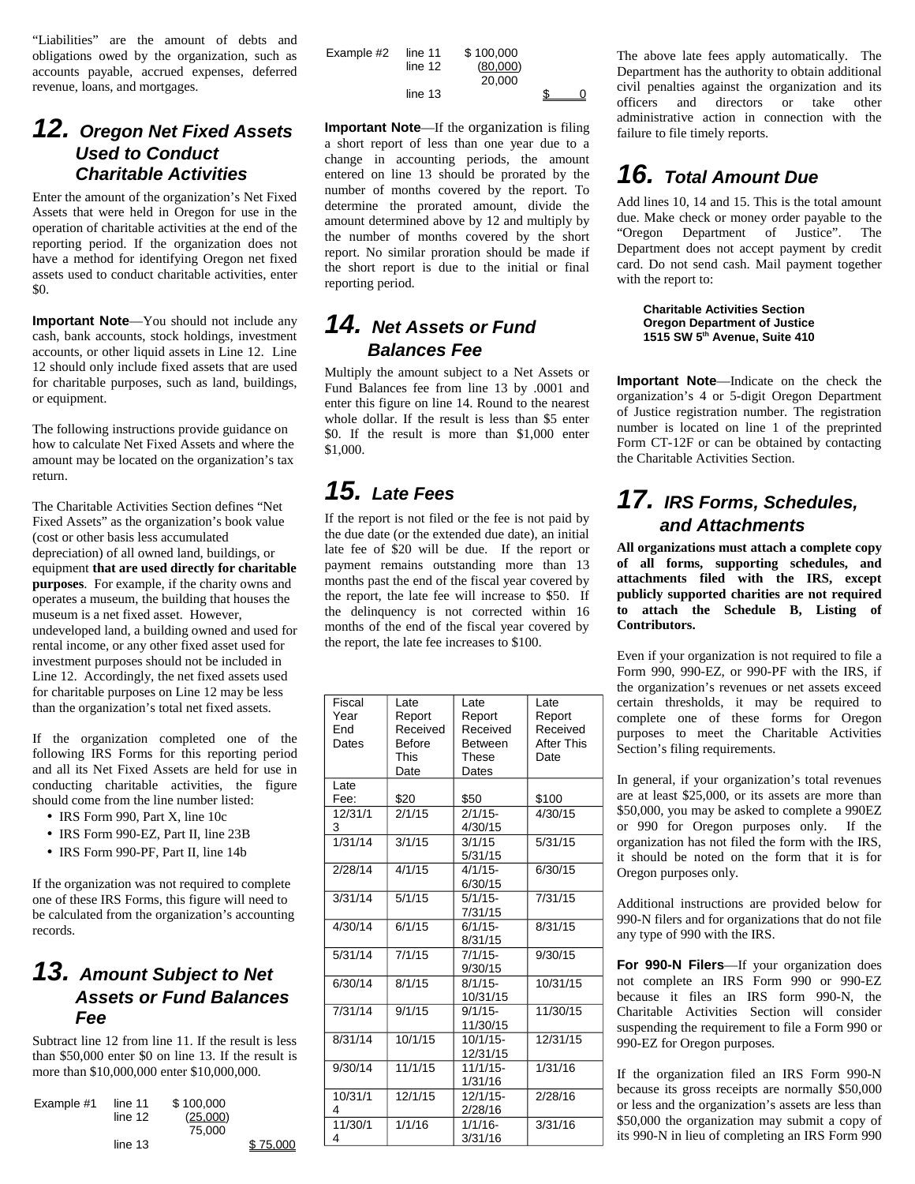"Liabilities" are the amount of debts and obligations owed by the organization, such as accounts payable, accrued expenses, deferred revenue, loans, and mortgages.

## 12. *Oregon Net Fixed Assets Used to Conduct Charitable Activities*

Enter the amount of the organization's Net Fixed Assets that were held in Oregon for use in the operation of charitable activities at the end of the reporting period. If the organization does not have a method for identifying Oregon net fixed assets used to conduct charitable activities, enter $0.

**Important Note**—You should not include any cash, bank accounts, stock holdings, investment accounts, or other liquid assets in Line 12. Line 12 should only include fixed assets that are used for charitable purposes, such as land, buildings, or equipment.

The following instructions provide guidance on how to calculate Net Fixed Assets and where the amount may be located on the organization's tax return.

The Charitable Activities Section defines "Net Fixed Assets" as the organization's book value (cost or other basis less accumulated depreciation) of all owned land, buildings, or equipment **that are used directly for charitable purposes**. For example, if the charity owns and operates a museum, the building that houses the museum is a net fixed asset. However, undeveloped land, a building owned and used for rental income, or any other fixed asset used for investment purposes should not be included in Line 12. Accordingly, the net fixed assets used for charitable purposes on Line 12 may be less than the organization's total net fixed assets.

If the organization completed one of the following IRS Forms for this reporting period and all its Net Fixed Assets are held for use in conducting charitable activities, the figure should come from the line number listed:

- IRS Form 990, Part X, line 10c
- IRS Form 990-EZ, Part II, line 23B
- IRS Form 990-PF, Part II, line 14b

If the organization was not required to complete one of these IRS Forms, this figure will need to be calculated from the organization's accounting records.

## 13. *Amount Subject to Net Assets or Fund Balances Fee*

Subtract line 12 from line 11. If the result is less than $50,000 enter $0 on line 13. If the result is more than $10,000,000 enter $10,000,000.

| Example #1 | line 11 | $ 100,000 | |
|---|---|---|---|
| | line 12 | (25,000) | |
| | | 75,000 | |
| | line 13 | | $ 75,000 |

| Example #2 | line 11 | $ 100,000 | |
|---|---|---|---|
| | line 12 | (80,000) | |
| | | 20,000 | |
| | line 13 | | $ 0 |

**Important Note**—If the organization is filing a short report of less than one year due to a change in accounting periods, the amount entered on line 13 should be prorated by the number of months covered by the report. To determine the prorated amount, divide the amount determined above by 12 and multiply by the number of months covered by the short report. No similar proration should be made if the short report is due to the initial or final reporting period.

## 14. *Net Assets or Fund Balances Fee*

Multiply the amount subject to a Net Assets or Fund Balances fee from line 13 by .0001 and enter this figure on line 14. Round to the nearest whole dollar. If the result is less than $5 enter $0. If the result is more than $1,000 enter $1,000.

## 15. *Late Fees*

If the report is not filed or the fee is not paid by the due date (or the extended due date), an initial late fee of $20 will be due. If the report or payment remains outstanding more than 13 months past the end of the fiscal year covered by the report, the late fee will increase to $50. If the delinquency is not corrected within 16 months of the end of the fiscal year covered by the report, the late fee increases to $100.

| Fiscal Year End Dates | Late Report Received Before This Date | Late Report Received Between These Dates | Late Report Received After This Date |
|---|---|---|---|
| Late Fee: | $20 | $50 | $100 |
| 12/31/13 | 2/1/15 | 2/1/15-4/30/15 | 4/30/15 |
| 1/31/14 | 3/1/15 | 3/1/15 5/31/15 | 5/31/15 |
| 2/28/14 | 4/1/15 | 4/1/15-6/30/15 | 6/30/15 |
| 3/31/14 | 5/1/15 | 5/1/15-7/31/15 | 7/31/15 |
| 4/30/14 | 6/1/15 | 6/1/15-8/31/15 | 8/31/15 |
| 5/31/14 | 7/1/15 | 7/1/15-9/30/15 | 9/30/15 |
| 6/30/14 | 8/1/15 | 8/1/15-10/31/15 | 10/31/15 |
| 7/31/14 | 9/1/15 | 9/1/15-11/30/15 | 11/30/15 |
| 8/31/14 | 10/1/15 | 10/1/15-12/31/15 | 12/31/15 |
| 9/30/14 | 11/1/15 | 11/1/15-1/31/16 | 1/31/16 |
| 10/31/14 | 12/1/15 | 12/1/15-2/28/16 | 2/28/16 |
| 11/30/14 | 1/1/16 | 1/1/16-3/31/16 | 3/31/16 |

The above late fees apply automatically. The Department has the authority to obtain additional civil penalties against the organization and its officers and directors or take other administrative action in connection with the failure to file timely reports.

## 16. *Total Amount Due*

Add lines 10, 14 and 15. This is the total amount due. Make check or money order payable to the "Oregon Department of Justice". The Department does not accept payment by credit card. Do not send cash. Mail payment together with the report to:

**Charitable Activities Section**
**Oregon Department of Justice**
**1515 SW 5th Avenue, Suite 410**

**Important Note**—Indicate on the check the organization's 4 or 5-digit Oregon Department of Justice registration number. The registration number is located on line 1 of the preprinted Form CT-12F or can be obtained by contacting the Charitable Activities Section.

## 17. *IRS Forms, Schedules, and Attachments*

**All organizations must attach a complete copy of all forms, supporting schedules, and attachments filed with the IRS, except publicly supported charities are not required to attach the Schedule B, Listing of Contributors.**

Even if your organization is not required to file a Form 990, 990-EZ, or 990-PF with the IRS, if the organization's revenues or net assets exceed certain thresholds, it may be required to complete one of these forms for Oregon purposes to meet the Charitable Activities Section's filing requirements.

In general, if your organization's total revenues are at least $25,000, or its assets are more than $50,000, you may be asked to complete a 990EZ or 990 for Oregon purposes only. If the organization has not filed the form with the IRS, it should be noted on the form that it is for Oregon purposes only.

Additional instructions are provided below for 990-N filers and for organizations that do not file any type of 990 with the IRS.

**For 990-N Filers**—If your organization does not complete an IRS Form 990 or 990-EZ because it files an IRS form 990-N, the Charitable Activities Section will consider suspending the requirement to file a Form 990 or 990-EZ for Oregon purposes.

If the organization filed an IRS Form 990-N because its gross receipts are normally $50,000 or less and the organization's assets are less than $50,000 the organization may submit a copy of its 990-N in lieu of completing an IRS Form 990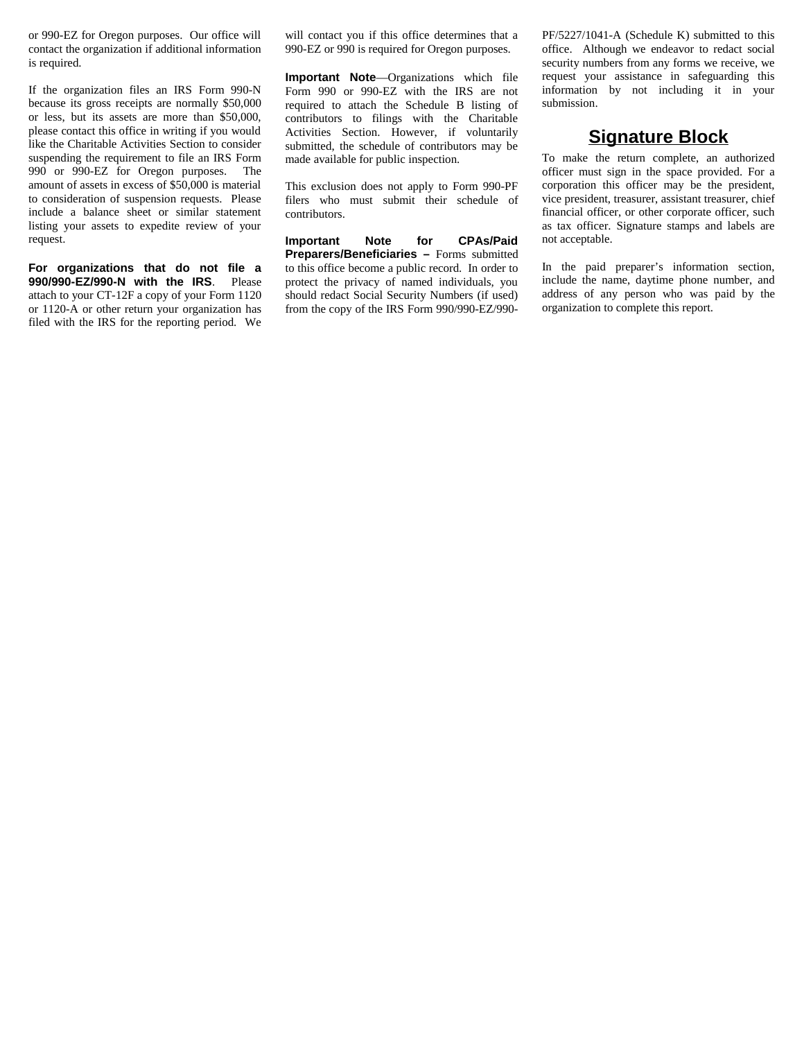or 990-EZ for Oregon purposes. Our office will contact the organization if additional information is required.

If the organization files an IRS Form 990-N because its gross receipts are normally $50,000 or less, but its assets are more than $50,000, please contact this office in writing if you would like the Charitable Activities Section to consider suspending the requirement to file an IRS Form 990 or 990-EZ for Oregon purposes. The amount of assets in excess of $50,000 is material to consideration of suspension requests. Please include a balance sheet or similar statement listing your assets to expedite review of your request.

**For organizations that do not file a 990/990-EZ/990-N with the IRS**. Please attach to your CT-12F a copy of your Form 1120 or 1120-A or other return your organization has filed with the IRS for the reporting period. We will contact you if this office determines that a 990-EZ or 990 is required for Oregon purposes.

**Important Note**—Organizations which file Form 990 or 990-EZ with the IRS are not required to attach the Schedule B listing of contributors to filings with the Charitable Activities Section. However, if voluntarily submitted, the schedule of contributors may be made available for public inspection.

This exclusion does not apply to Form 990-PF filers who must submit their schedule of contributors.

**Important Note for CPAs/Paid Preparers/Beneficiaries –** Forms submitted to this office become a public record. In order to protect the privacy of named individuals, you should redact Social Security Numbers (if used) from the copy of the IRS Form 990/990-EZ/990-PF/5227/1041-A (Schedule K) submitted to this office. Although we endeavor to redact social security numbers from any forms we receive, we request your assistance in safeguarding this information by not including it in your submission.

## Signature Block

To make the return complete, an authorized officer must sign in the space provided. For a corporation this officer may be the president, vice president, treasurer, assistant treasurer, chief financial officer, or other corporate officer, such as tax officer. Signature stamps and labels are not acceptable.

In the paid preparer's information section, include the name, daytime phone number, and address of any person who was paid by the organization to complete this report.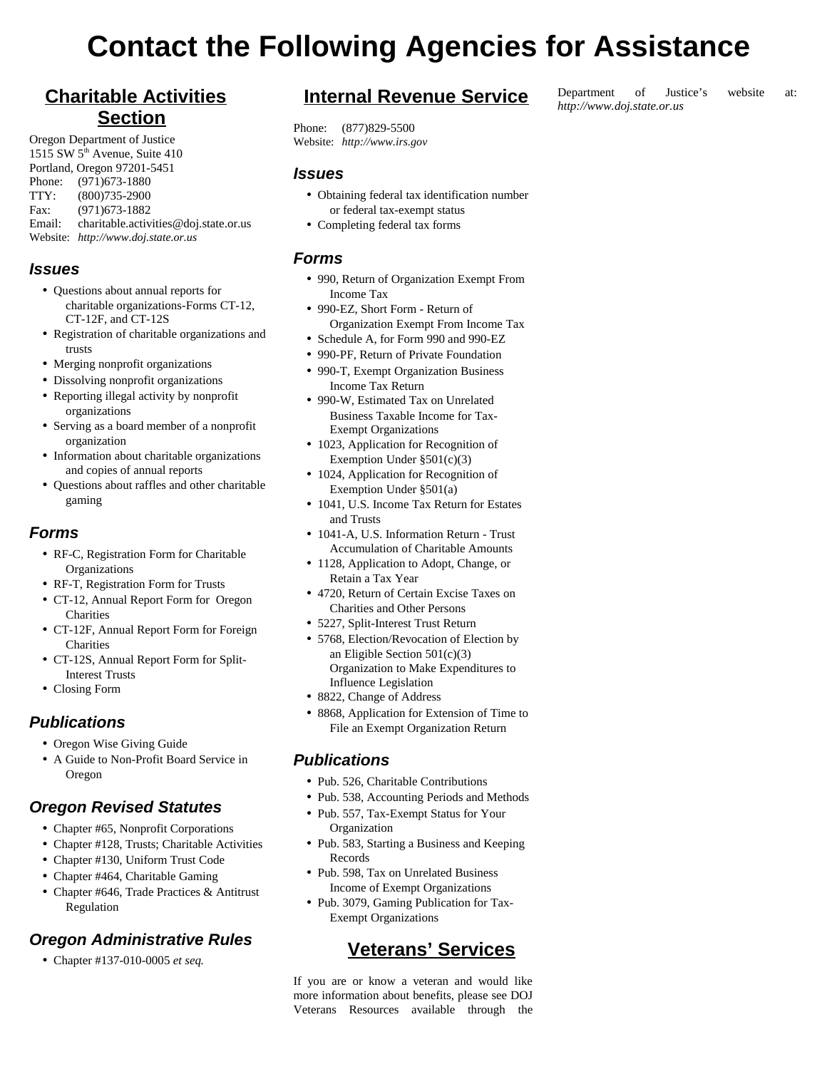# Contact the Following Agencies for Assistance

## Charitable Activities Section

Oregon Department of Justice
1515 SW 5th Avenue, Suite 410
Portland, Oregon 97201-5451
Phone: (971)673-1880
TTY: (800)735-2900
Fax: (971)673-1882
Email: charitable.activities@doj.state.or.us
Website: *http://www.doj.state.or.us*

### Issues

- Questions about annual reports for charitable organizations-Forms CT-12, CT-12F, and CT-12S
- Registration of charitable organizations and trusts
- Merging nonprofit organizations
- Dissolving nonprofit organizations
- Reporting illegal activity by nonprofit organizations
- Serving as a board member of a nonprofit organization
- Information about charitable organizations and copies of annual reports
- Questions about raffles and other charitable gaming

### Forms

- RF-C, Registration Form for Charitable Organizations
- RF-T, Registration Form for Trusts
- CT-12, Annual Report Form for Oregon Charities
- CT-12F, Annual Report Form for Foreign Charities
- CT-12S, Annual Report Form for Split-Interest Trusts
- Closing Form

### Publications

- Oregon Wise Giving Guide
- A Guide to Non-Profit Board Service in Oregon

### Oregon Revised Statutes

- Chapter #65, Nonprofit Corporations
- Chapter #128, Trusts; Charitable Activities
- Chapter #130, Uniform Trust Code
- Chapter #464, Charitable Gaming
- Chapter #646, Trade Practices & Antitrust Regulation

### Oregon Administrative Rules

- Chapter #137-010-0005 *et seq.*

## Internal Revenue Service

Phone: (877)829-5500
Website: *http://www.irs.gov*

### Issues

- Obtaining federal tax identification number or federal tax-exempt status
- Completing federal tax forms

### Forms

- 990, Return of Organization Exempt From Income Tax
- 990-EZ, Short Form - Return of Organization Exempt From Income Tax
- Schedule A, for Form 990 and 990-EZ
- 990-PF, Return of Private Foundation
- 990-T, Exempt Organization Business Income Tax Return
- 990-W, Estimated Tax on Unrelated Business Taxable Income for Tax-Exempt Organizations
- 1023, Application for Recognition of Exemption Under §501(c)(3)
- 1024, Application for Recognition of Exemption Under §501(a)
- 1041, U.S. Income Tax Return for Estates and Trusts
- 1041-A, U.S. Information Return - Trust Accumulation of Charitable Amounts
- 1128, Application to Adopt, Change, or Retain a Tax Year
- 4720, Return of Certain Excise Taxes on Charities and Other Persons
- 5227, Split-Interest Trust Return
- 5768, Election/Revocation of Election by an Eligible Section 501(c)(3) Organization to Make Expenditures to Influence Legislation
- 8822, Change of Address
- 8868, Application for Extension of Time to File an Exempt Organization Return

### Publications

- Pub. 526, Charitable Contributions
- Pub. 538, Accounting Periods and Methods
- Pub. 557, Tax-Exempt Status for Your Organization
- Pub. 583, Starting a Business and Keeping Records
- Pub. 598, Tax on Unrelated Business Income of Exempt Organizations
- Pub. 3079, Gaming Publication for Tax-Exempt Organizations

## Veterans' Services

If you are or know a veteran and would like more information about benefits, please see DOJ Veterans Resources available through the Department of Justice's website at: *http://www.doj.state.or.us*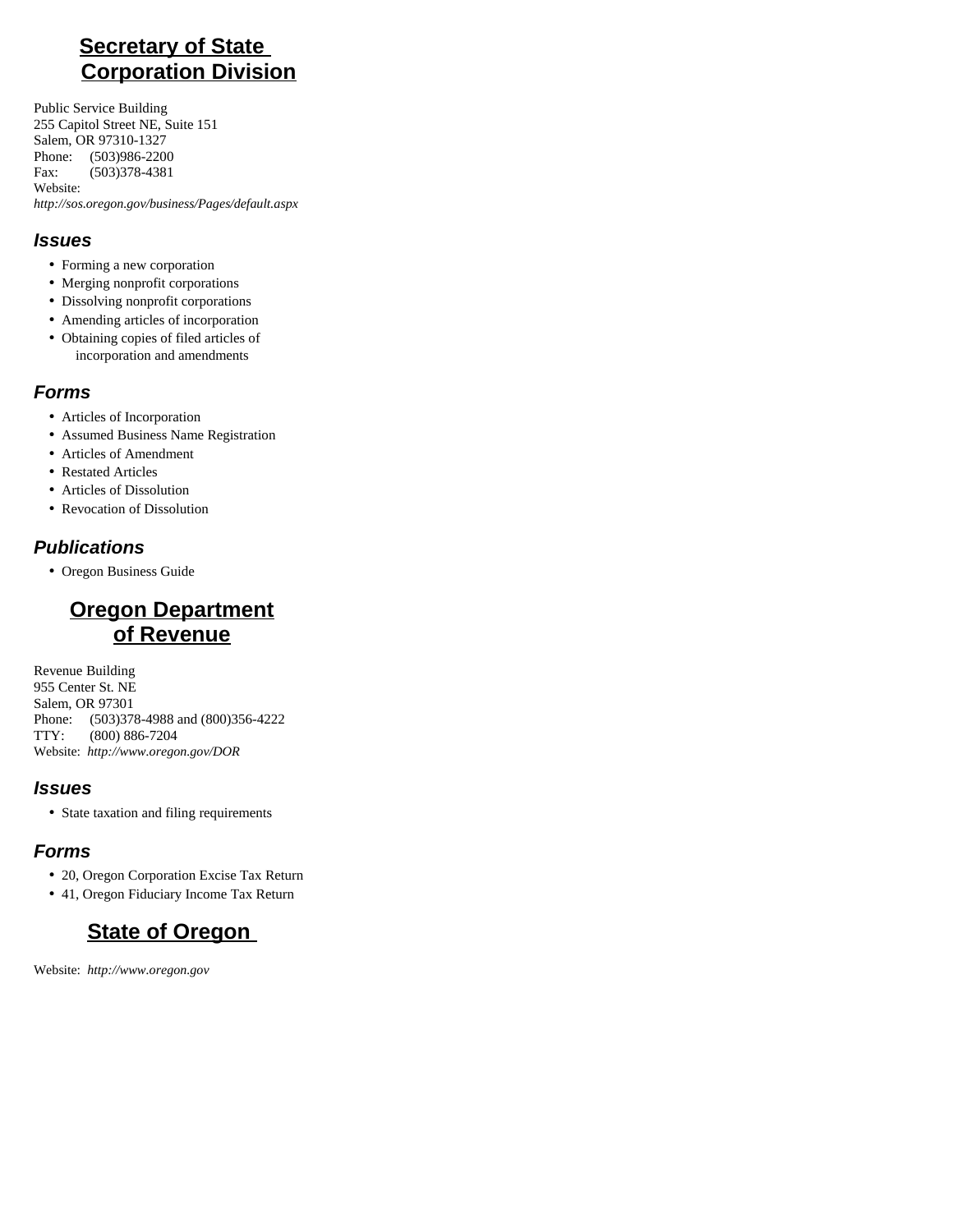## Secretary of State Corporation Division

Public Service Building
255 Capitol Street NE, Suite 151
Salem, OR 97310-1327
Phone: (503)986-2200
Fax: (503)378-4381
Website:
*http://sos.oregon.gov/business/Pages/default.aspx*

### *Issues*

- Forming a new corporation
- Merging nonprofit corporations
- Dissolving nonprofit corporations
- Amending articles of incorporation
- Obtaining copies of filed articles of incorporation and amendments

### *Forms*

- Articles of Incorporation
- Assumed Business Name Registration
- Articles of Amendment
- Restated Articles
- Articles of Dissolution
- Revocation of Dissolution

### *Publications*

- Oregon Business Guide

## Oregon Department of Revenue

Revenue Building
955 Center St. NE
Salem, OR 97301
Phone: (503)378-4988 and (800)356-4222
TTY: (800) 886-7204
Website: *http://www.oregon.gov/DOR*

### *Issues*

- State taxation and filing requirements

### *Forms*

- 20, Oregon Corporation Excise Tax Return
- 41, Oregon Fiduciary Income Tax Return

## State of Oregon

Website: *http://www.oregon.gov*